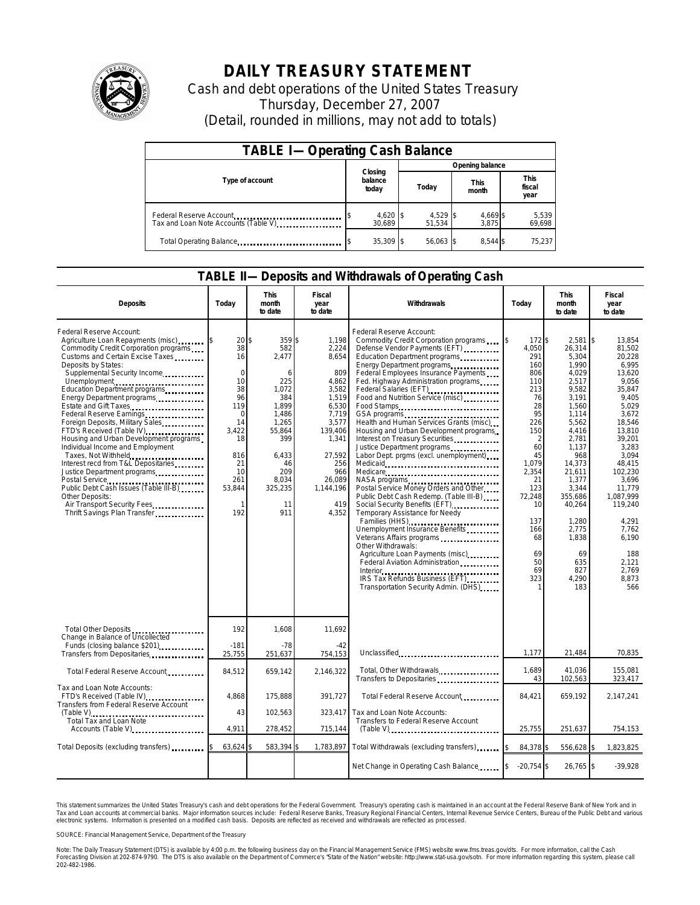# DAILY TREASURY STATEMENT

Cash and debt operations of the United States Treasury

Thursday, December 27, 2007

(Detail, rounded in millions, may not add to totals)

## TABLE I— Operating Cash Balance

| Type of account | Closing balance today | Opening balance Today | Opening balance This month | Opening balance This fiscal year |
|---|---|---|---|---|
| Federal Reserve Account | $ 4,620 | $ 4,529 | $ 4,669 | $ 5,539 |
| Tax and Loan Note Accounts (Table V) | 30,689 | 51,534 | 3,875 | 69,698 |
| Total Operating Balance | $ 35,309 | $ 56,063 | $ 8,544 | $ 75,237 |

## TABLE II— Deposits and Withdrawals of Operating Cash

| Deposits | Today | This month to date | Fiscal year to date |
|---|---|---|---|
| Federal Reserve Account: | | | |
| Agriculture Loan Repayments (misc) | $ 20 | $ 359 | $ 1,198 |
| Commodity Credit Corporation programs | 38 | 582 | 2,224 |
| Customs and Certain Excise Taxes | 16 | 2,477 | 8,654 |
| Deposits by States: | | | |
| Supplemental Security Income | 0 | 6 | 809 |
| Unemployment | 10 | 225 | 4,862 |
| Education Department programs | 38 | 1,072 | 3,582 |
| Energy Department programs | 96 | 384 | 1,519 |
| Estate and Gift Taxes | 119 | 1,899 | 6,530 |
| Federal Reserve Earnings | 0 | 1,486 | 7,719 |
| Foreign Deposits, Military Sales | 14 | 1,265 | 3,577 |
| FTD's Received (Table IV) | 3,422 | 55,864 | 139,406 |
| Housing and Urban Development programs | 18 | 399 | 1,341 |
| Individual Income and Employment Taxes, Not Withheld | 816 | 6,433 | 27,592 |
| Interest recd from T&L Depositaries | 21 | 46 | 256 |
| Justice Department programs | 10 | 209 | 966 |
| Postal Service | 261 | 8,034 | 26,089 |
| Public Debt Cash Issues (Table III-B) | 53,844 | 325,235 | 1,144,196 |
| Other Deposits: | | | |
| Air Transport Security Fees | 1 | 11 | 419 |
| Thrift Savings Plan Transfer | 192 | 911 | 4,352 |
| Total Other Deposits | 192 | 1,608 | 11,692 |
| Change in Balance of Uncollected Funds (closing balance $201) | -181 | -78 | -42 |
| Transfers from Depositaries | 25,755 | 251,637 | 754,153 |
| Total Federal Reserve Account | 84,512 | 659,142 | 2,146,322 |
| Tax and Loan Note Accounts: | | | |
| FTD's Received (Table IV) | 4,868 | 175,888 | 391,727 |
| Transfers from Federal Reserve Account (Table V) | 43 | 102,563 | 323,417 |
| Total Tax and Loan Note Accounts (Table V) | 4,911 | 278,452 | 715,144 |
| Total Deposits (excluding transfers) | $ 63,624 | $ 583,394 | $ 1,783,897 |

| Withdrawals | Today | This month to date | Fiscal year to date |
|---|---|---|---|
| Federal Reserve Account: | | | |
| Commodity Credit Corporation programs | $ 172 | $ 2,581 | $ 13,854 |
| Defense Vendor Payments (EFT) | 4,050 | 26,314 | 81,502 |
| Education Department programs | 291 | 5,304 | 20,228 |
| Energy Department programs | 160 | 1,990 | 6,995 |
| Federal Employees Insurance Payments | 806 | 4,029 | 13,620 |
| Fed. Highway Administration programs | 110 | 2,517 | 9,056 |
| Federal Salaries (EFT) | 213 | 9,582 | 35,847 |
| Food and Nutrition Service (misc) | 76 | 3,191 | 9,405 |
| Food Stamps | 28 | 1,560 | 5,029 |
| GSA programs | 95 | 1,114 | 3,672 |
| Health and Human Services Grants (misc) | 226 | 5,562 | 18,546 |
| Housing and Urban Development programs | 150 | 4,416 | 13,810 |
| Interest on Treasury Securities | 2 | 2,781 | 39,201 |
| Justice Department programs | 60 | 1,137 | 3,283 |
| Labor Dept. prgms (excl. unemployment) | 45 | 968 | 3,094 |
| Medicaid | 1,079 | 14,373 | 48,415 |
| Medicare | 2,354 | 21,611 | 102,230 |
| NASA programs | 21 | 1,377 | 3,696 |
| Postal Service Money Orders and Other | 123 | 3,344 | 11,779 |
| Public Debt Cash Redemp. (Table III-B) | 72,248 | 355,686 | 1,087,999 |
| Social Security Benefits (EFT) | 10 | 40,264 | 119,240 |
| Temporary Assistance for Needy Families (HHS) | 137 | 1,280 | 4,291 |
| Unemployment Insurance Benefits | 166 | 2,775 | 7,762 |
| Veterans Affairs programs | 68 | 1,838 | 6,190 |
| Other Withdrawals: | | | |
| Agriculture Loan Payments (misc) | 69 | 69 | 188 |
| Federal Aviation Administration | 50 | 635 | 2,121 |
| Interior | 69 | 827 | 2,769 |
| IRS Tax Refunds Business (EFT) | 323 | 4,290 | 8,873 |
| Transportation Security Admin. (DHS) | 1 | 183 | 566 |
| Unclassified | 1,177 | 21,484 | 70,835 |
| Total, Other Withdrawals | 1,689 | 41,036 | 155,081 |
| Transfers to Depositaries | 43 | 102,563 | 323,417 |
| Total Federal Reserve Account | 84,421 | 659,192 | 2,147,241 |
| Tax and Loan Note Accounts: | | | |
| Transfers to Federal Reserve Account (Table V) | 25,755 | 251,637 | 754,153 |
| Total Withdrawals (excluding transfers) | $ 84,378 | $ 556,628 | $ 1,823,825 |
| Net Change in Operating Cash Balance | $ -20,754 | $ 26,765 | $ -39,928 |

This statement summarizes the United States Treasury's cash and debt operations for the Federal Government. Treasury's operating cash is maintained in an account at the Federal Reserve Bank of New York and in Tax and Loan accounts at commercial banks. Major information sources include: Federal Reserve Banks, Treasury Regional Financial Centers, Internal Revenue Service Centers, Bureau of the Public Debt and various electronic systems. Information is presented on a modified cash basis. Deposits are reflected as received and withdrawals are reflected as processed.

SOURCE: Financial Management Service, Department of the Treasury

Note: The Daily Treasury Statement (DTS) is available by 4:00 p.m. the following business day on the Financial Management Service (FMS) website www.fms.treas.gov/dts. For more information, call the Cash Forecasting Division at 202-874-9790. The DTS is also available on the Department of Commerce's "State of the Nation" website: http://www.stat-usa.gov/sotn. For more information regarding this system, please call 202-482-1986.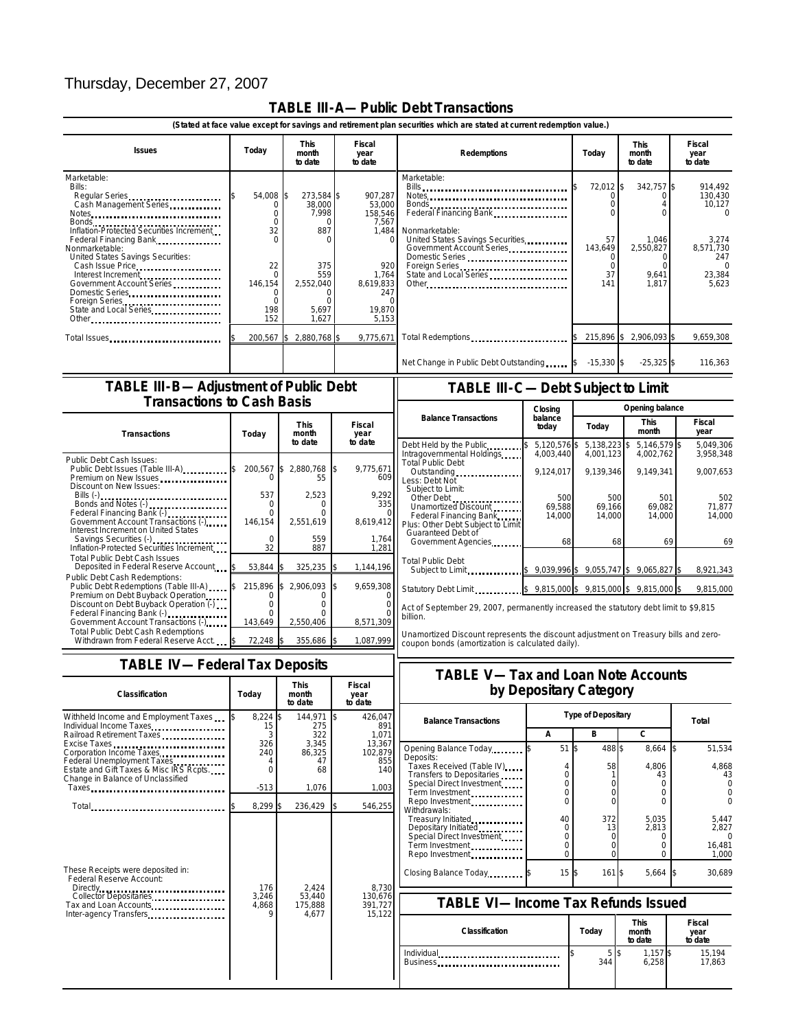Thursday, December 27, 2007

## TABLE III-A— Public Debt Transactions

(Stated at face value except for savings and retirement plan securities which are stated at current redemption value.)

| Issues | Today | This month to date | Fiscal year to date |
|---|---|---|---|
| Marketable: | | | |
| Bills: | | | |
| Regular Series | $ 54,008 | $ 273,584 | $ 907,287 |
| Cash Management Series | 0 | 38,000 | 53,000 |
| Notes | 0 | 7,998 | 158,546 |
| Bonds | 0 | 0 | 7,567 |
| Inflation-Protected Securities Increment | 32 | 887 | 1,484 |
| Federal Financing Bank | 0 | 0 | 0 |
| Nonmarketable: | | | |
| United States Savings Securities: | | | |
| Cash Issue Price | 22 | 375 | 920 |
| Interest Increment | 0 | 559 | 1,764 |
| Government Account Series | 146,154 | 2,552,040 | 8,619,833 |
| Domestic Series | 0 | 0 | 247 |
| Foreign Series | 0 | 0 | 0 |
| State and Local Series | 198 | 5,697 | 19,870 |
| Other | 152 | 1,627 | 5,153 |
| Total Issues | $ 200,567 | $ 2,880,768 | $ 9,775,671 |

| Redemptions | Today | This month to date | Fiscal year to date |
|---|---|---|---|
| Marketable: | | | |
| Bills | $ 72,012 | $ 342,757 | $ 914,492 |
| Notes | 0 | 0 | 130,430 |
| Bonds | 0 | 4 | 10,127 |
| Federal Financing Bank | 0 | 0 | 0 |
| Nonmarketable: | | | |
| United States Savings Securities | 57 | 1,046 | 3,274 |
| Government Account Series | 143,649 | 2,550,827 | 8,571,730 |
| Domestic Series | 0 | 0 | 247 |
| Foreign Series | 0 | 0 | 0 |
| State and Local Series | 37 | 9,641 | 23,384 |
| Other | 141 | 1,817 | 5,623 |
| Total Redemptions | $ 215,896 | $ 2,906,093 | $ 9,659,308 |
| Net Change in Public Debt Outstanding | $ -15,330 | $ -25,325 | $ 116,363 |

## TABLE III-B— Adjustment of Public Debt Transactions to Cash Basis

| Transactions | Today | This month to date | Fiscal year to date |
|---|---|---|---|
| Public Debt Cash Issues: | | | |
| Public Debt Issues (Table III-A) | $ 200,567 | $ 2,880,768 | $ 9,775,671 |
| Premium on New Issues | 0 | 55 | 609 |
| Discount on New Issues: | | | |
| Bills (-) | 537 | 2,523 | 9,292 |
| Bonds and Notes (-) | 0 | 0 | 335 |
| Federal Financing Bank (-) | 0 | 0 | 0 |
| Government Account Transactions (-) | 146,154 | 2,551,619 | 8,619,412 |
| Interest Increment on United States Savings Securities (-) | 0 | 559 | 1,764 |
| Inflation-Protected Securities Increment | 32 | 887 | 1,281 |
| Total Public Debt Cash Issues Deposited in Federal Reserve Account | $ 53,844 | $ 325,235 | $ 1,144,196 |
| Public Debt Cash Redemptions: | | | |
| Public Debt Redemptions (Table III-A) | $ 215,896 | $ 2,906,093 | $ 9,659,308 |
| Premium on Debt Buyback Operation | 0 | 0 | 0 |
| Discount on Debt Buyback Operation (-) | 0 | 0 | 0 |
| Federal Financing Bank (-) | 0 | 0 | 0 |
| Government Account Transactions (-) | 143,649 | 2,550,406 | 8,571,309 |
| Total Public Debt Cash Redemptions Withdrawn from Federal Reserve Acct. | $ 72,248 | $ 355,686 | $ 1,087,999 |

## TABLE III-C— Debt Subject to Limit

| Balance Transactions | Closing balance today | Opening balance Today | Opening balance This month | Opening balance Fiscal year |
|---|---|---|---|---|
| Debt Held by the Public | $ 5,120,576 | $ 5,138,223 | $ 5,146,579 | $ 5,049,306 |
| Intragovernmental Holdings | 4,003,440 | 4,001,123 | 4,002,762 | 3,958,348 |
| Total Public Debt Outstanding | 9,124,017 | 9,139,346 | 9,149,341 | 9,007,653 |
| Less: Debt Not Subject to Limit: | | | | |
| Other Debt | 500 | 500 | 501 | 502 |
| Unamortized Discount | 69,588 | 69,166 | 69,082 | 71,877 |
| Federal Financing Bank | 14,000 | 14,000 | 14,000 | 14,000 |
| Plus: Other Debt Subject to Limit Guaranteed Debt of Government Agencies | 68 | 68 | 69 | 69 |
| Total Public Debt Subject to Limit | $ 9,039,996 | $ 9,055,747 | $ 9,065,827 | $ 8,921,343 |
| Statutory Debt Limit | $ 9,815,000 | $ 9,815,000 | $ 9,815,000 | $ 9,815,000 |

Act of September 29, 2007, permanently increased the statutory debt limit to $9,815 billion.

Unamortized Discount represents the discount adjustment on Treasury bills and zero-coupon bonds (amortization is calculated daily).

## TABLE IV— Federal Tax Deposits

| Classification | Today | This month to date | Fiscal year to date |
|---|---|---|---|
| Withheld Income and Employment Taxes | $ 8,224 | $ 144,971 | $ 426,047 |
| Individual Income Taxes | 15 | 275 | 891 |
| Railroad Retirement Taxes | 3 | 322 | 1,071 |
| Excise Taxes | 326 | 3,345 | 13,367 |
| Corporation Income Taxes | 240 | 86,325 | 102,879 |
| Federal Unemployment Taxes | 4 | 47 | 855 |
| Estate and Gift Taxes & Misc IRS Rcpts. | 0 | 68 | 140 |
| Change in Balance of Unclassified Taxes | -513 | 1,076 | 1,003 |
| Total | $ 8,299 | $ 236,429 | $ 546,255 |
| These Receipts were deposited in: | | | |
| Federal Reserve Account: | | | |
| Directly | 176 | 2,424 | 8,730 |
| Collector Depositaries | 3,246 | 53,440 | 130,676 |
| Tax and Loan Accounts | 4,868 | 175,888 | 391,727 |
| Inter-agency Transfers | 9 | 4,677 | 15,122 |

## TABLE V— Tax and Loan Note Accounts by Depositary Category

| Balance Transactions | Type of Depositary A | B | C | Total |
|---|---|---|---|---|
| Opening Balance Today | $ 51 | $ 488 | $ 8,664 | $ 51,534 |
| Deposits: | | | | |
| Taxes Received (Table IV) | 4 | 58 | 4,806 | 4,868 |
| Transfers to Depositaries | 0 | 1 | 43 | 43 |
| Special Direct Investment | 0 | 0 | 0 | 0 |
| Term Investment | 0 | 0 | 0 | 0 |
| Repo Investment | 0 | 0 | 0 | 0 |
| Withdrawals: | | | | |
| Treasury Initiated | 40 | 372 | 5,035 | 5,447 |
| Depositary Initiated | 0 | 13 | 2,813 | 2,827 |
| Special Direct Investment | 0 | 0 | 0 | 0 |
| Term Investment | 0 | 0 | 0 | 16,481 |
| Repo Investment | 0 | 0 | 0 | 1,000 |
| Closing Balance Today | $ 15 | $ 161 | $ 5,664 | $ 30,689 |

## TABLE VI— Income Tax Refunds Issued

| Classification | Today | This month to date | Fiscal year to date |
|---|---|---|---|
| Individual | $ 5 | $ 1,157 | $ 15,194 |
| Business | 344 | 6,258 | 17,863 |